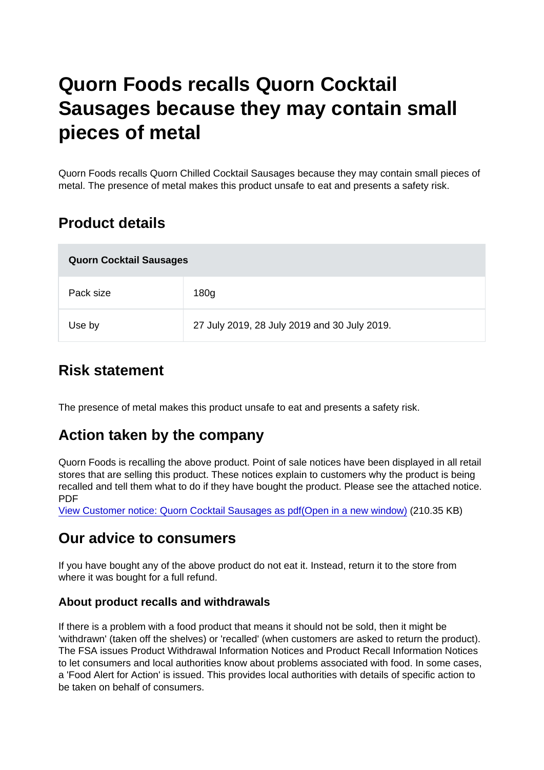# Quorn Foods recalls Quorn Cocktail Sausages because they may contain small pieces of metal

Quorn Foods recalls Quorn Chilled Cocktail Sausages because they may contain small pieces of metal. The presence of metal makes this product unsafe to eat and presents a safety risk.

## Product details

| Quorn Cocktail Sausages | |
|---|---|
| Pack size | 180g |
| Use by | 27 July 2019, 28 July 2019 and 30 July 2019. |

## Risk statement

The presence of metal makes this product unsafe to eat and presents a safety risk.

## Action taken by the company

Quorn Foods is recalling the above product. Point of sale notices have been displayed in all retail stores that are selling this product. These notices explain to customers why the product is being recalled and tell them what to do if they have bought the product. Please see the attached notice.
PDF
View Customer notice: Quorn Cocktail Sausages as pdf(Open in a new window) (210.35 KB)

## Our advice to consumers

If you have bought any of the above product do not eat it. Instead, return it to the store from where it was bought for a full refund.

### About product recalls and withdrawals

If there is a problem with a food product that means it should not be sold, then it might be 'withdrawn' (taken off the shelves) or 'recalled' (when customers are asked to return the product). The FSA issues Product Withdrawal Information Notices and Product Recall Information Notices to let consumers and local authorities know about problems associated with food. In some cases, a 'Food Alert for Action' is issued. This provides local authorities with details of specific action to be taken on behalf of consumers.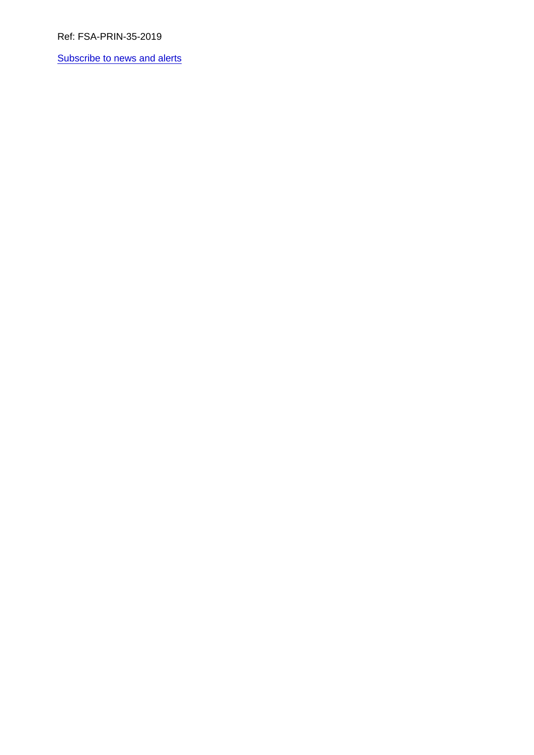Ref: FSA-PRIN-35-2019

[Subscribe to news and alerts]